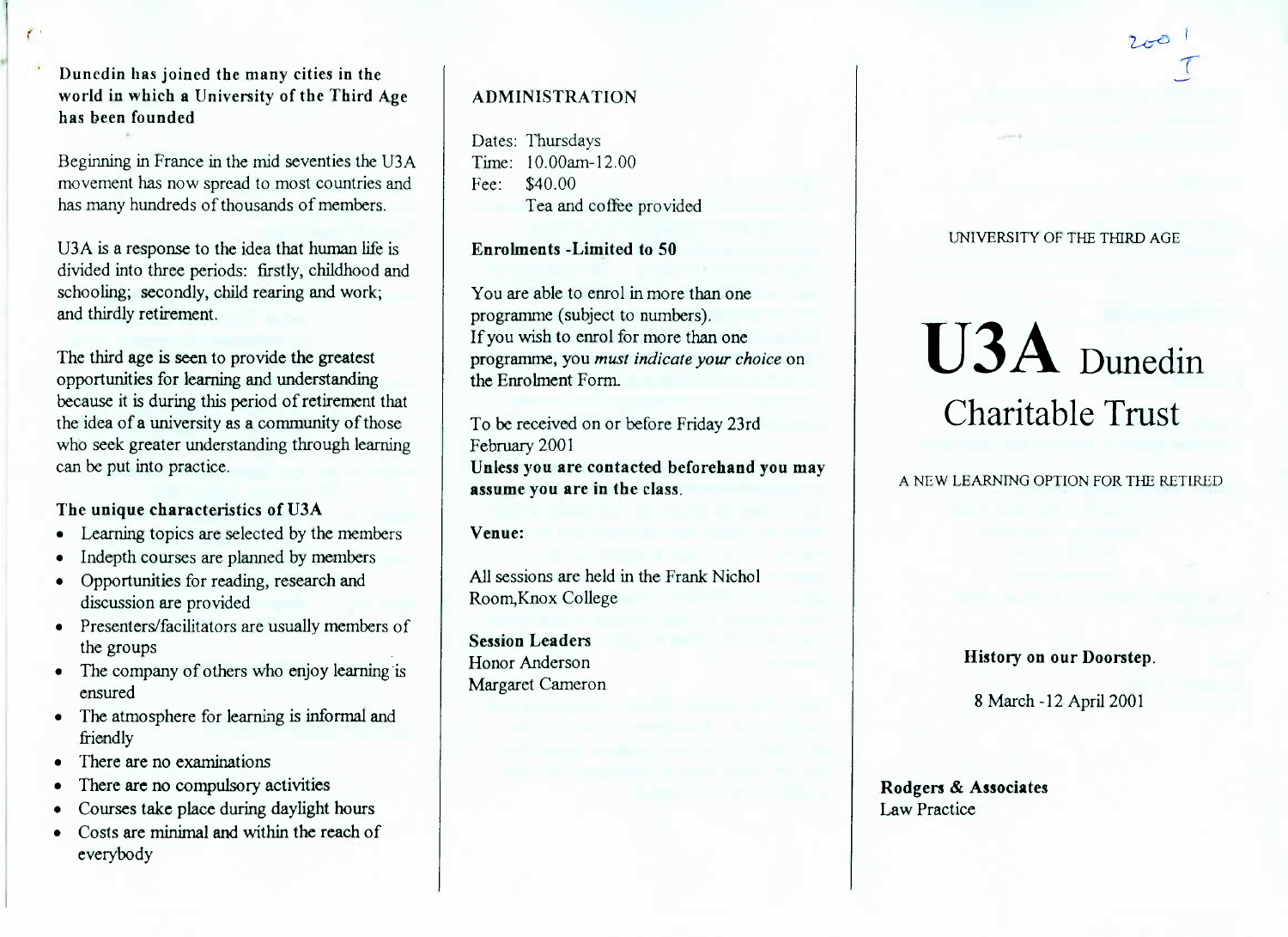**Dunedin has joined the many cities in the world in which a University of the Third Age has been founded**

Beginning in France in the mid seventies the U3A movement has now spread to most countries and has many hundreds of thousands of members.

U3A is a response to the idea that human life is divided into three periods: firstly, childhood and schooling; secondly, child rearing and work; and thirdly retirement.

The third age is seen to provide the greatest opportunities for learning and understanding because it is during this period of retirement that the idea of a university as a community of those who seek greater understanding through learning can be put into practice.

**The unique characteristics of U3A**

- Learning topics are selected by the members
- Indepth courses are planned by members
- Opportunities for reading, research and discussion are provided
- Presenters/facilitators are usually members of the groups
- The company of others who enjoy learning is ensured
- The atmosphere for learning is informal and friendly
- There are no examinations
- There are no compulsory activities
- Courses take place during daylight hours
- Costs are minimal and within the reach of everybody

## ADMINISTRATION

Dates: Thursdays
Time: 10.00am-12.00
Fee: $40.00
Tea and coffee provided

**Enrolments -Limited to 50**

You are able to enrol in more than one programme (subject to numbers).
If you wish to enrol for more than one programme, you *must indicate your choice* on the Enrolment Form.

To be received on or before Friday 23rd February 2001
**Unless you are contacted beforehand you may assume you are in the class.**

**Venue:**

All sessions are held in the Frank Nichol Room,Knox College

**Session Leaders**
Honor Anderson
Margaret Cameron

2001
T

UNIVERSITY OF THE THIRD AGE

# U3A Dunedin Charitable Trust

A NEW LEARNING OPTION FOR THE RETIRED

**History on our Doorstep.**

8 March -12 April 2001

**Rodgers & Associates**
Law Practice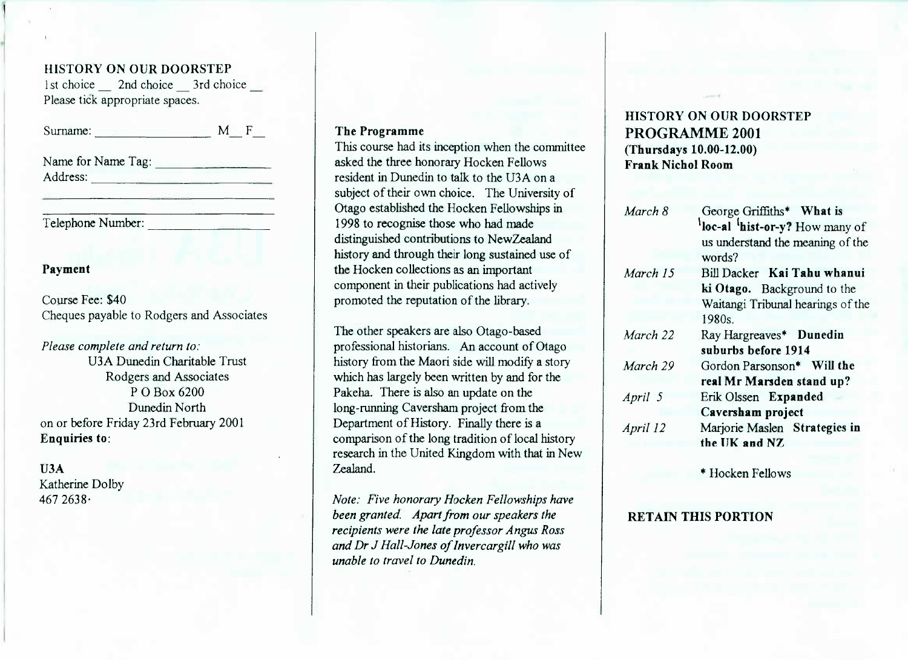## HISTORY ON OUR DOORSTEP

1st choice __ 2nd choice __ 3rd choice __
Please tick appropriate spaces.

Surname: ________________ M__ F__

Name for Name Tag: ________________
Address: ________________

________________

________________

Telephone Number: ________________

**Payment**

Course Fee: $40
Cheques payable to Rodgers and Associates

*Please complete and return to:*
U3A Dunedin Charitable Trust
Rodgers and Associates
P O Box 6200
Dunedin North
on or before Friday 23rd February 2001

**Enquiries to**:

**U3A**
Katherine Dolby
467 2638·

**The Programme**

This course had its inception when the committee asked the three honorary Hocken Fellows resident in Dunedin to talk to the U3A on a subject of their own choice. The University of Otago established the Hocken Fellowships in 1998 to recognise those who had made distinguished contributions to NewZealand history and through their long sustained use of the Hocken collections as an important component in their publications had actively promoted the reputation of the library.

The other speakers are also Otago-based professional historians. An account of Otago history from the Maori side will modify a story which has largely been written by and for the Pakeha. There is also an update on the long-running Caversham project from the Department of History. Finally there is a comparison of the long tradition of local history research in the United Kingdom with that in New Zealand.

*Note: Five honorary Hocken Fellowships have been granted. Apart from our speakers the recipients were the late professor Angus Ross and Dr J Hall-Jones of Invercargill who was unable to travel to Dunedin.*

## HISTORY ON OUR DOORSTEP
## PROGRAMME 2001
**(Thursdays 10.00-12.00)**
**Frank Nichol Room**

| | |
|---|---|
| *March 8* | George Griffiths* **What is 'loc-al 'hist-or-y?** How many of us understand the meaning of the words? |
| *March 15* | Bill Dacker **Kai Tahu whanui ki Otago.** Background to the Waitangi Tribunal hearings of the 1980s. |
| *March 22* | Ray Hargreaves* **Dunedin suburbs before 1914** |
| *March 29* | Gordon Parsonson* **Will the real Mr Marsden stand up?** |
| *April 5* | Erik Olssen **Expanded Caversham project** |
| *April 12* | Marjorie Maslen **Strategies in the UK and NZ** |

* Hocken Fellows

**RETAIN THIS PORTION**